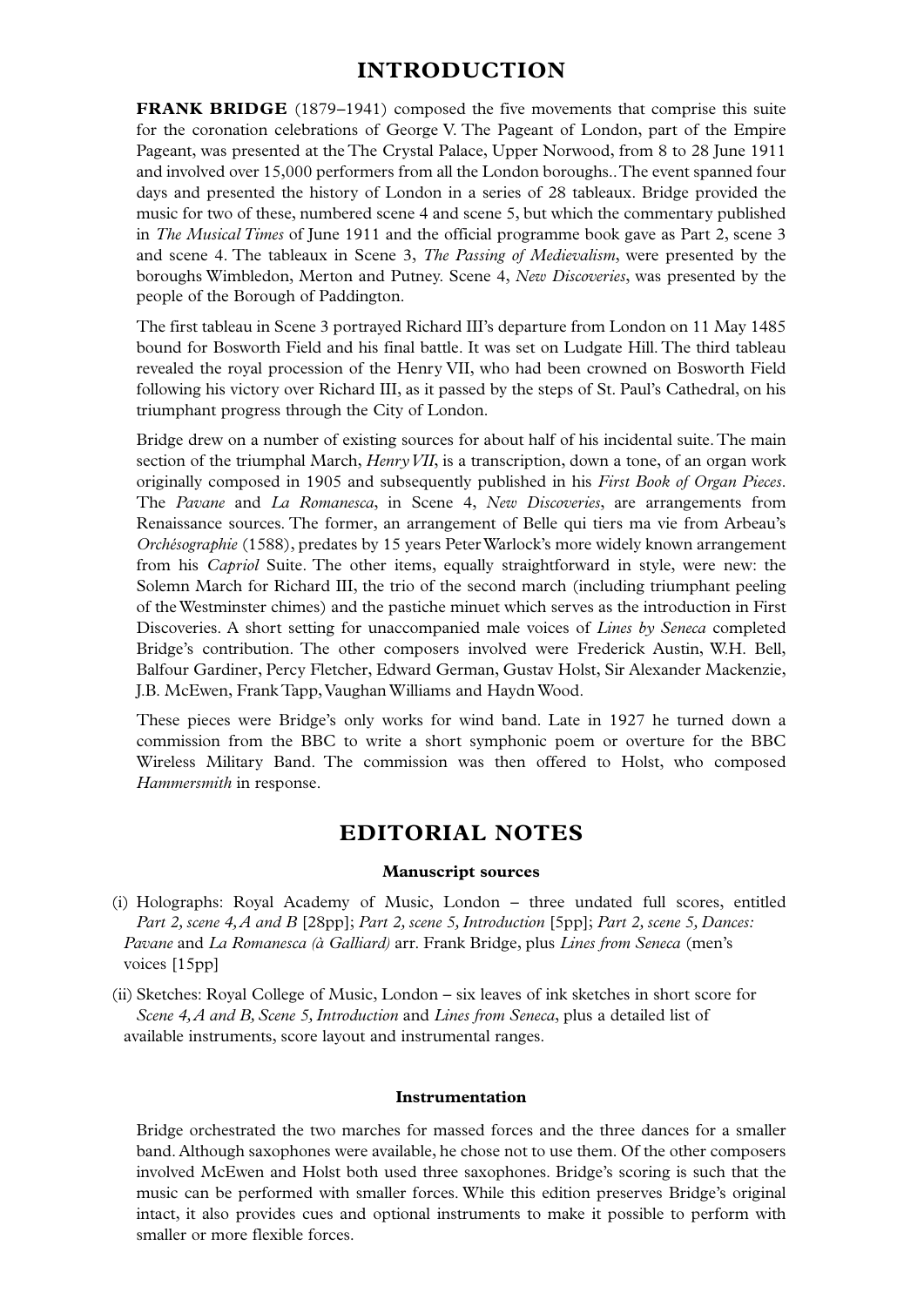# INTRODUCTION

**FRANK BRIDGE** (1879–1941) composed the five movements that comprise this suite for the coronation celebrations of George V. The Pageant of London, part of the Empire Pageant, was presented at the The Crystal Palace, Upper Norwood, from 8 to 28 June 1911 and involved over 15,000 performers from all the London boroughs.. The event spanned four days and presented the history of London in a series of 28 tableaux. Bridge provided the music for two of these, numbered scene 4 and scene 5, but which the commentary published in *The Musical Times* of June 1911 and the official programme book gave as Part 2, scene 3 and scene 4. The tableaux in Scene 3, *The Passing of Medievalism*, were presented by the boroughs Wimbledon, Merton and Putney. Scene 4, *New Discoveries*, was presented by the people of the Borough of Paddington.

The first tableau in Scene 3 portrayed Richard III's departure from London on 11 May 1485 bound for Bosworth Field and his final battle. It was set on Ludgate Hill. The third tableau revealed the royal procession of the Henry VII, who had been crowned on Bosworth Field following his victory over Richard III, as it passed by the steps of St. Paul's Cathedral, on his triumphant progress through the City of London.

Bridge drew on a number of existing sources for about half of his incidental suite. The main section of the triumphal March, *Henry VII*, is a transcription, down a tone, of an organ work originally composed in 1905 and subsequently published in his *First Book of Organ Pieces*. The *Pavane* and *La Romanesca*, in Scene 4, *New Discoveries*, are arrangements from Renaissance sources. The former, an arrangement of Belle qui tiers ma vie from Arbeau's *Orchésographie* (1588), predates by 15 years Peter Warlock's more widely known arrangement from his *Capriol* Suite. The other items, equally straightforward in style, were new: the Solemn March for Richard III, the trio of the second march (including triumphant peeling of the Westminster chimes) and the pastiche minuet which serves as the introduction in First Discoveries. A short setting for unaccompanied male voices of *Lines by Seneca* completed Bridge's contribution. The other composers involved were Frederick Austin, W.H. Bell, Balfour Gardiner, Percy Fletcher, Edward German, Gustav Holst, Sir Alexander Mackenzie, J.B. McEwen, Frank Tapp, Vaughan Williams and Haydn Wood.

These pieces were Bridge's only works for wind band. Late in 1927 he turned down a commission from the BBC to write a short symphonic poem or overture for the BBC Wireless Military Band. The commission was then offered to Holst, who composed *Hammersmith* in response.

# EDITORIAL NOTES

### Manuscript sources

(i) Holographs: Royal Academy of Music, London – three undated full scores, entitled *Part 2, scene 4, A and B* [28pp]; *Part 2, scene 5, Introduction* [5pp]; *Part 2, scene 5, Dances: Pavane* and *La Romanesca (à Galliard)* arr. Frank Bridge, plus *Lines from Seneca* (men's voices [15pp]

(ii) Sketches: Royal College of Music, London – six leaves of ink sketches in short score for *Scene 4, A and B, Scene 5, Introduction* and *Lines from Seneca*, plus a detailed list of available instruments, score layout and instrumental ranges.

### Instrumentation

Bridge orchestrated the two marches for massed forces and the three dances for a smaller band. Although saxophones were available, he chose not to use them. Of the other composers involved McEwen and Holst both used three saxophones. Bridge's scoring is such that the music can be performed with smaller forces. While this edition preserves Bridge's original intact, it also provides cues and optional instruments to make it possible to perform with smaller or more flexible forces.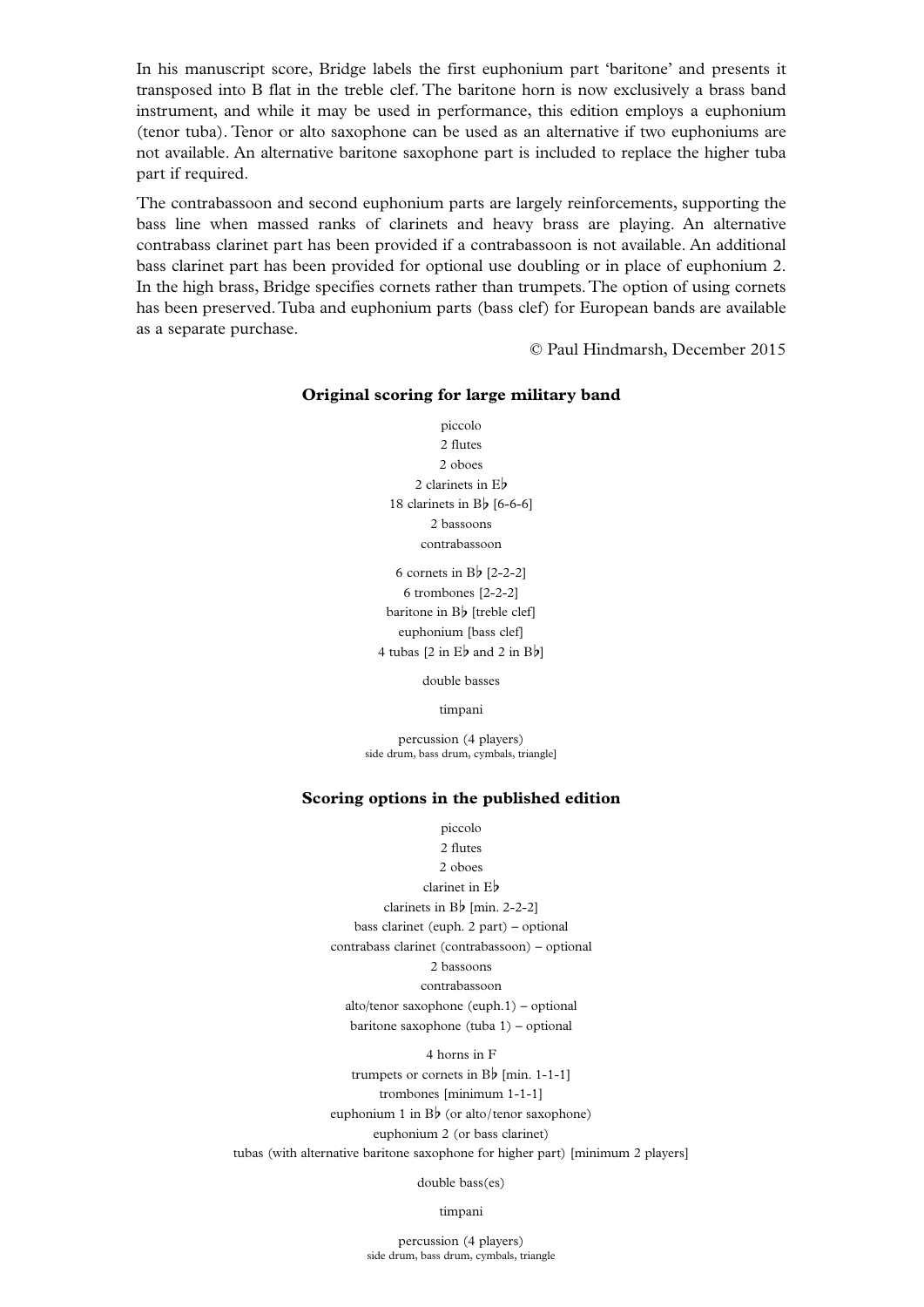In his manuscript score, Bridge labels the first euphonium part 'baritone' and presents it transposed into B flat in the treble clef. The baritone horn is now exclusively a brass band instrument, and while it may be used in performance, this edition employs a euphonium (tenor tuba). Tenor or alto saxophone can be used as an alternative if two euphoniums are not available. An alternative baritone saxophone part is included to replace the higher tuba part if required.

The contrabassoon and second euphonium parts are largely reinforcements, supporting the bass line when massed ranks of clarinets and heavy brass are playing. An alternative contrabass clarinet part has been provided if a contrabassoon is not available. An additional bass clarinet part has been provided for optional use doubling or in place of euphonium 2. In the high brass, Bridge specifies cornets rather than trumpets. The option of using cornets has been preserved. Tuba and euphonium parts (bass clef) for European bands are available as a separate purchase.

© Paul Hindmarsh, December 2015

### Original scoring for large military band

piccolo
2 flutes
2 oboes
2 clarinets in E♭
18 clarinets in B♭ [6-6-6]
2 bassoons
contrabassoon

6 cornets in B♭ [2-2-2]
6 trombones [2-2-2]
baritone in B♭ [treble clef]
euphonium [bass clef]
4 tubas [2 in E♭ and 2 in B♭]

double basses

timpani

percussion (4 players)
side drum, bass drum, cymbals, triangle]

### Scoring options in the published edition

piccolo
2 flutes
2 oboes
clarinet in E♭
clarinets in B♭ [min. 2-2-2]
bass clarinet (euph. 2 part) – optional
contrabass clarinet (contrabassoon) – optional
2 bassoons
contrabassoon
alto/tenor saxophone (euph.1) – optional
baritone saxophone (tuba 1) – optional

4 horns in F
trumpets or cornets in B♭ [min. 1-1-1]
trombones [minimum 1-1-1]
euphonium 1 in B♭ (or alto/tenor saxophone)
euphonium 2 (or bass clarinet)
tubas (with alternative baritone saxophone for higher part) [minimum 2 players]

double bass(es)

timpani

percussion (4 players)
side drum, bass drum, cymbals, triangle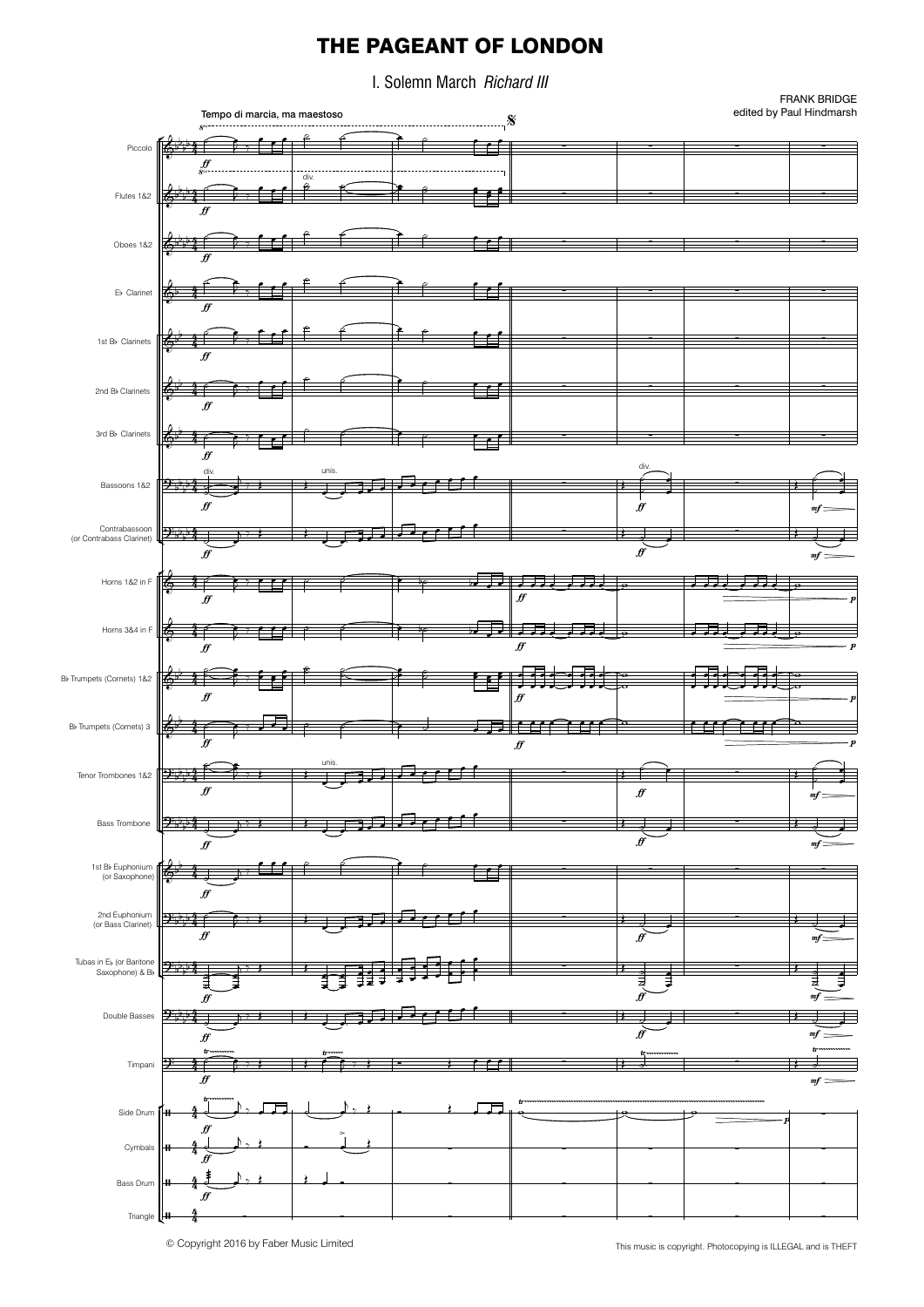# THE PAGEANT OF LONDON

I. Solemn March *Richard III*

FRANK BRIDGE
edited by Paul Hindmarsh

© Copyright 2016 by Faber Music Limited

This music is copyright. Photocopying is ILLEGAL and is THEFT